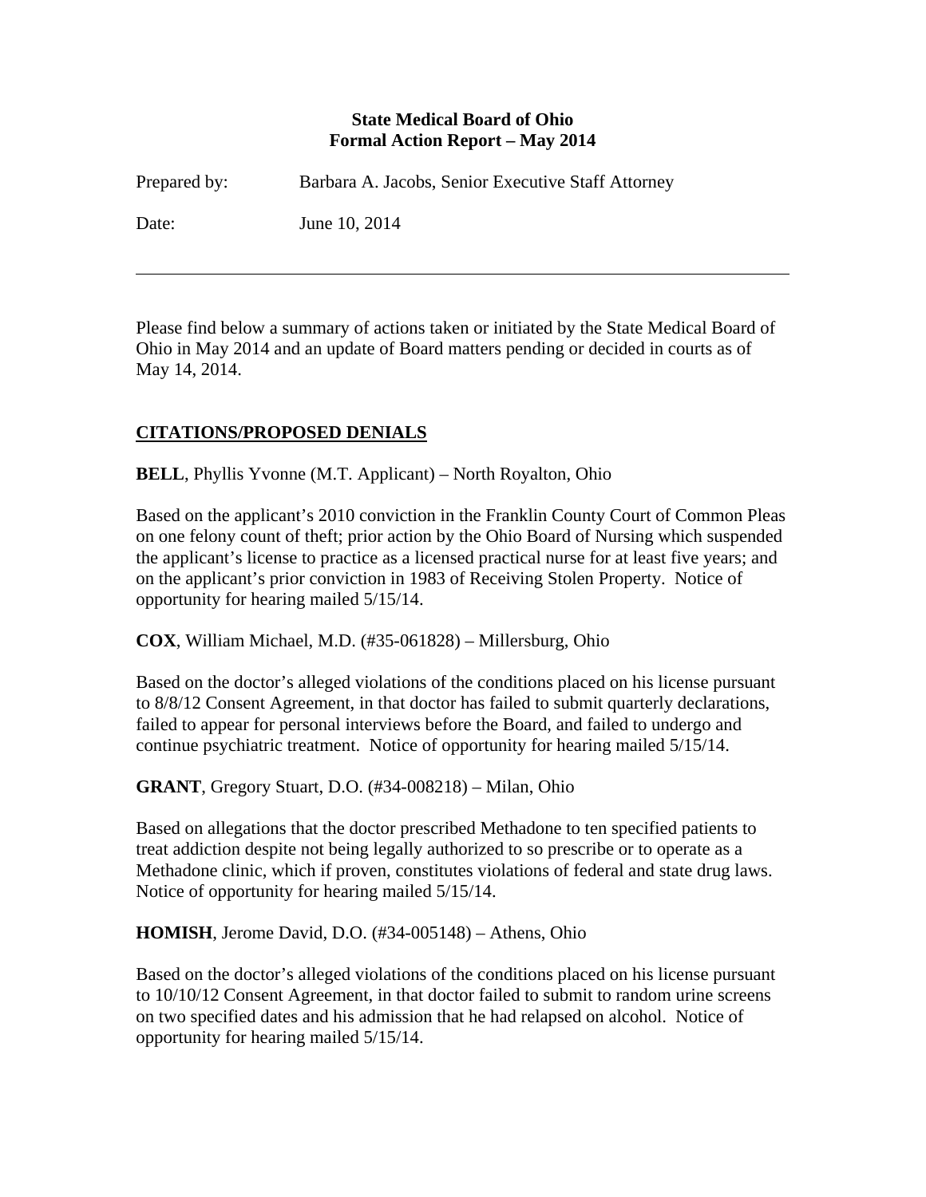**State Medical Board of Ohio**
**Formal Action Report – May 2014**

Prepared by: Barbara A. Jacobs, Senior Executive Staff Attorney

Date: June 10, 2014

---

Please find below a summary of actions taken or initiated by the State Medical Board of Ohio in May 2014 and an update of Board matters pending or decided in courts as of May 14, 2014.

## CITATIONS/PROPOSED DENIALS

**BELL**, Phyllis Yvonne (M.T. Applicant) – North Royalton, Ohio

Based on the applicant's 2010 conviction in the Franklin County Court of Common Pleas on one felony count of theft; prior action by the Ohio Board of Nursing which suspended the applicant's license to practice as a licensed practical nurse for at least five years; and on the applicant's prior conviction in 1983 of Receiving Stolen Property. Notice of opportunity for hearing mailed 5/15/14.

**COX**, William Michael, M.D. (#35-061828) – Millersburg, Ohio

Based on the doctor's alleged violations of the conditions placed on his license pursuant to 8/8/12 Consent Agreement, in that doctor has failed to submit quarterly declarations, failed to appear for personal interviews before the Board, and failed to undergo and continue psychiatric treatment. Notice of opportunity for hearing mailed 5/15/14.

**GRANT**, Gregory Stuart, D.O. (#34-008218) – Milan, Ohio

Based on allegations that the doctor prescribed Methadone to ten specified patients to treat addiction despite not being legally authorized to so prescribe or to operate as a Methadone clinic, which if proven, constitutes violations of federal and state drug laws. Notice of opportunity for hearing mailed 5/15/14.

**HOMISH**, Jerome David, D.O. (#34-005148) – Athens, Ohio

Based on the doctor's alleged violations of the conditions placed on his license pursuant to 10/10/12 Consent Agreement, in that doctor failed to submit to random urine screens on two specified dates and his admission that he had relapsed on alcohol. Notice of opportunity for hearing mailed 5/15/14.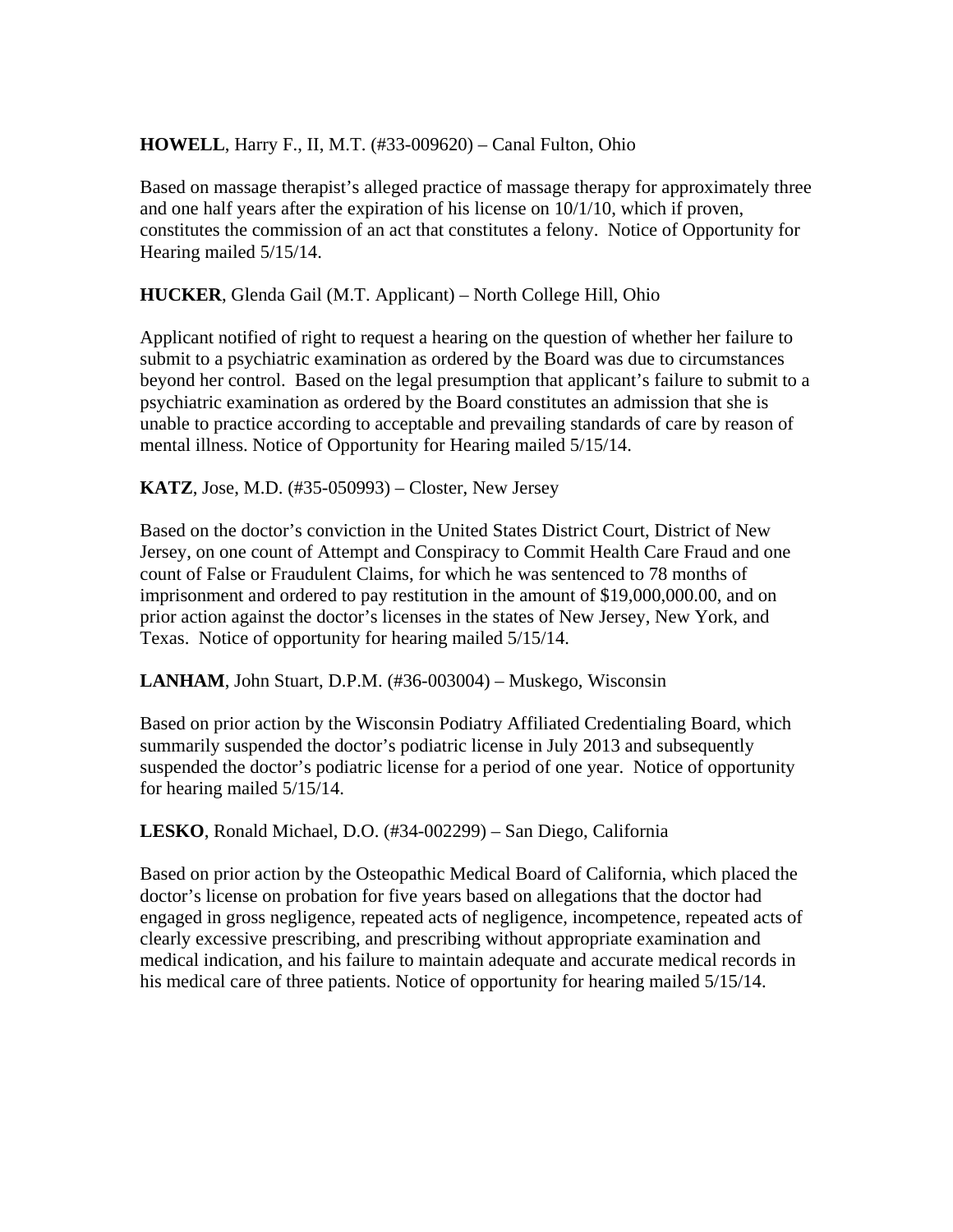**HOWELL**, Harry F., II, M.T. (#33-009620) – Canal Fulton, Ohio

Based on massage therapist's alleged practice of massage therapy for approximately three and one half years after the expiration of his license on 10/1/10, which if proven, constitutes the commission of an act that constitutes a felony. Notice of Opportunity for Hearing mailed 5/15/14.

**HUCKER**, Glenda Gail (M.T. Applicant) – North College Hill, Ohio

Applicant notified of right to request a hearing on the question of whether her failure to submit to a psychiatric examination as ordered by the Board was due to circumstances beyond her control. Based on the legal presumption that applicant's failure to submit to a psychiatric examination as ordered by the Board constitutes an admission that she is unable to practice according to acceptable and prevailing standards of care by reason of mental illness. Notice of Opportunity for Hearing mailed 5/15/14.

**KATZ**, Jose, M.D. (#35-050993) – Closter, New Jersey

Based on the doctor's conviction in the United States District Court, District of New Jersey, on one count of Attempt and Conspiracy to Commit Health Care Fraud and one count of False or Fraudulent Claims, for which he was sentenced to 78 months of imprisonment and ordered to pay restitution in the amount of $19,000,000.00, and on prior action against the doctor's licenses in the states of New Jersey, New York, and Texas. Notice of opportunity for hearing mailed 5/15/14.

**LANHAM**, John Stuart, D.P.M. (#36-003004) – Muskego, Wisconsin

Based on prior action by the Wisconsin Podiatry Affiliated Credentialing Board, which summarily suspended the doctor's podiatric license in July 2013 and subsequently suspended the doctor's podiatric license for a period of one year. Notice of opportunity for hearing mailed 5/15/14.

**LESKO**, Ronald Michael, D.O. (#34-002299) – San Diego, California

Based on prior action by the Osteopathic Medical Board of California, which placed the doctor's license on probation for five years based on allegations that the doctor had engaged in gross negligence, repeated acts of negligence, incompetence, repeated acts of clearly excessive prescribing, and prescribing without appropriate examination and medical indication, and his failure to maintain adequate and accurate medical records in his medical care of three patients. Notice of opportunity for hearing mailed 5/15/14.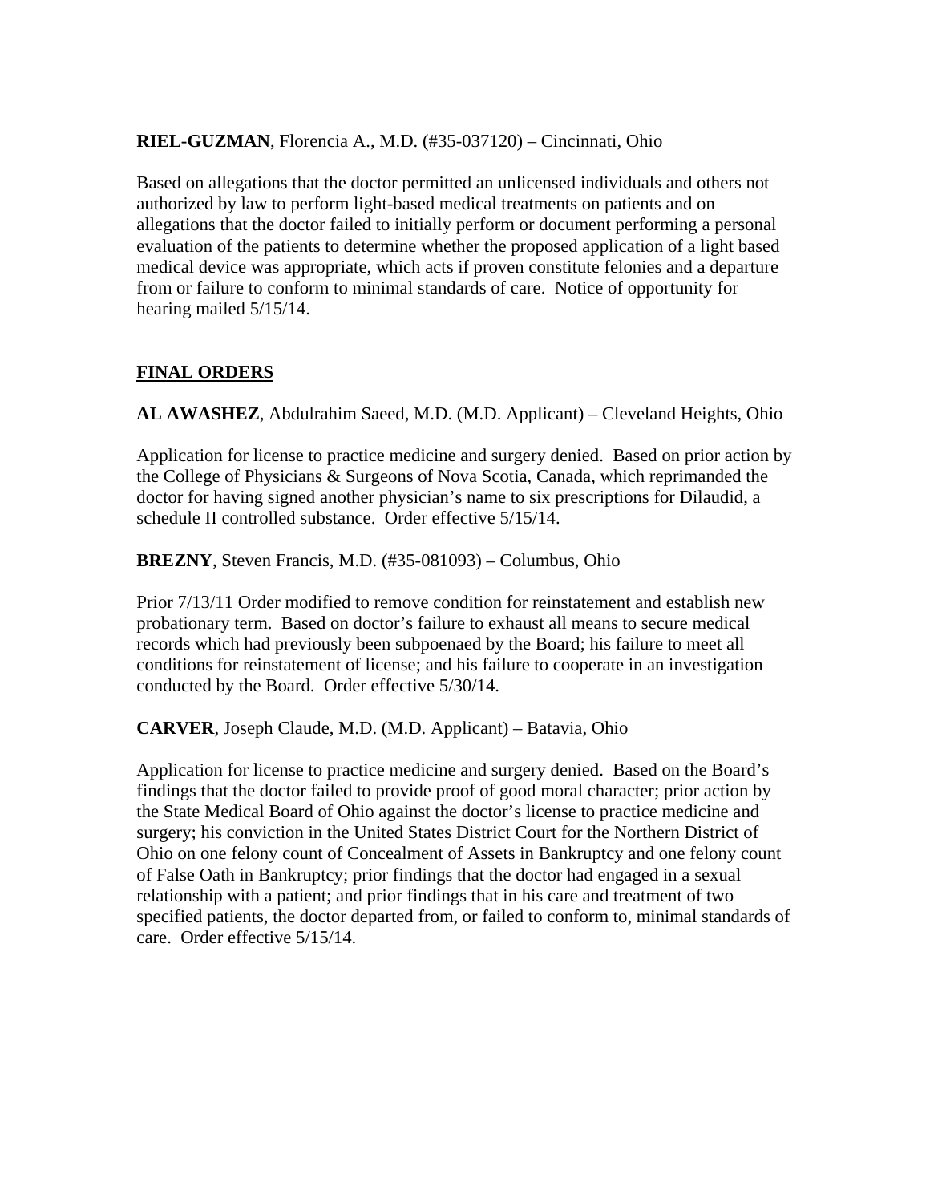**RIEL-GUZMAN**, Florencia A., M.D. (#35-037120) – Cincinnati, Ohio

Based on allegations that the doctor permitted an unlicensed individuals and others not authorized by law to perform light-based medical treatments on patients and on allegations that the doctor failed to initially perform or document performing a personal evaluation of the patients to determine whether the proposed application of a light based medical device was appropriate, which acts if proven constitute felonies and a departure from or failure to conform to minimal standards of care. Notice of opportunity for hearing mailed 5/15/14.

## FINAL ORDERS

**AL AWASHEZ**, Abdulrahim Saeed, M.D. (M.D. Applicant) – Cleveland Heights, Ohio

Application for license to practice medicine and surgery denied. Based on prior action by the College of Physicians & Surgeons of Nova Scotia, Canada, which reprimanded the doctor for having signed another physician's name to six prescriptions for Dilaudid, a schedule II controlled substance. Order effective 5/15/14.

**BREZNY**, Steven Francis, M.D. (#35-081093) – Columbus, Ohio

Prior 7/13/11 Order modified to remove condition for reinstatement and establish new probationary term. Based on doctor's failure to exhaust all means to secure medical records which had previously been subpoenaed by the Board; his failure to meet all conditions for reinstatement of license; and his failure to cooperate in an investigation conducted by the Board. Order effective 5/30/14.

**CARVER**, Joseph Claude, M.D. (M.D. Applicant) – Batavia, Ohio

Application for license to practice medicine and surgery denied. Based on the Board's findings that the doctor failed to provide proof of good moral character; prior action by the State Medical Board of Ohio against the doctor's license to practice medicine and surgery; his conviction in the United States District Court for the Northern District of Ohio on one felony count of Concealment of Assets in Bankruptcy and one felony count of False Oath in Bankruptcy; prior findings that the doctor had engaged in a sexual relationship with a patient; and prior findings that in his care and treatment of two specified patients, the doctor departed from, or failed to conform to, minimal standards of care. Order effective 5/15/14.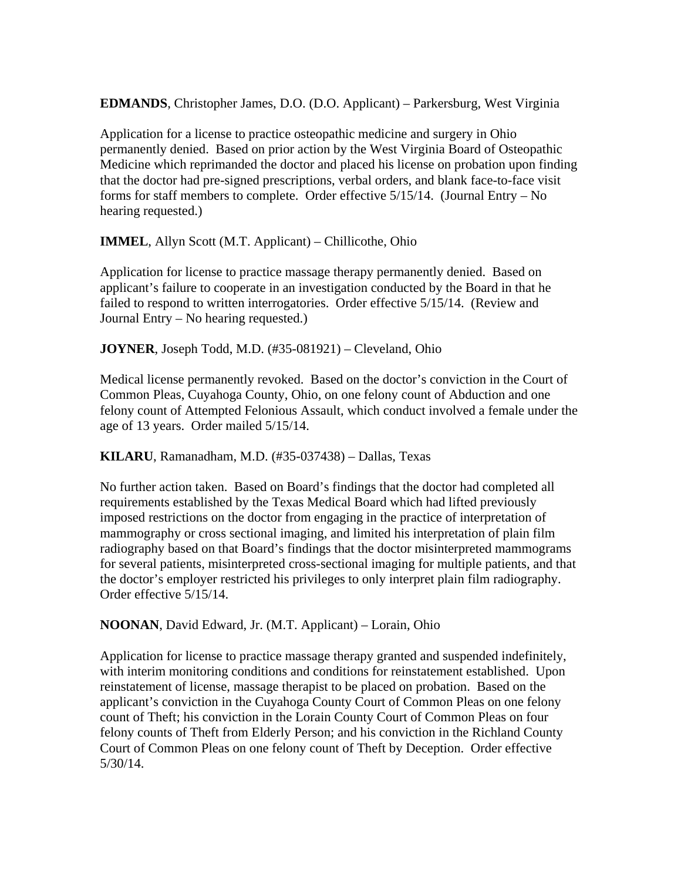**EDMANDS**, Christopher James, D.O. (D.O. Applicant) – Parkersburg, West Virginia

Application for a license to practice osteopathic medicine and surgery in Ohio permanently denied. Based on prior action by the West Virginia Board of Osteopathic Medicine which reprimanded the doctor and placed his license on probation upon finding that the doctor had pre-signed prescriptions, verbal orders, and blank face-to-face visit forms for staff members to complete. Order effective 5/15/14. (Journal Entry – No hearing requested.)

**IMMEL**, Allyn Scott (M.T. Applicant) – Chillicothe, Ohio

Application for license to practice massage therapy permanently denied. Based on applicant's failure to cooperate in an investigation conducted by the Board in that he failed to respond to written interrogatories. Order effective 5/15/14. (Review and Journal Entry – No hearing requested.)

**JOYNER**, Joseph Todd, M.D. (#35-081921) – Cleveland, Ohio

Medical license permanently revoked. Based on the doctor's conviction in the Court of Common Pleas, Cuyahoga County, Ohio, on one felony count of Abduction and one felony count of Attempted Felonious Assault, which conduct involved a female under the age of 13 years. Order mailed 5/15/14.

**KILARU**, Ramanadham, M.D. (#35-037438) – Dallas, Texas

No further action taken. Based on Board's findings that the doctor had completed all requirements established by the Texas Medical Board which had lifted previously imposed restrictions on the doctor from engaging in the practice of interpretation of mammography or cross sectional imaging, and limited his interpretation of plain film radiography based on that Board's findings that the doctor misinterpreted mammograms for several patients, misinterpreted cross-sectional imaging for multiple patients, and that the doctor's employer restricted his privileges to only interpret plain film radiography. Order effective 5/15/14.

**NOONAN**, David Edward, Jr. (M.T. Applicant) – Lorain, Ohio

Application for license to practice massage therapy granted and suspended indefinitely, with interim monitoring conditions and conditions for reinstatement established. Upon reinstatement of license, massage therapist to be placed on probation. Based on the applicant's conviction in the Cuyahoga County Court of Common Pleas on one felony count of Theft; his conviction in the Lorain County Court of Common Pleas on four felony counts of Theft from Elderly Person; and his conviction in the Richland County Court of Common Pleas on one felony count of Theft by Deception. Order effective 5/30/14.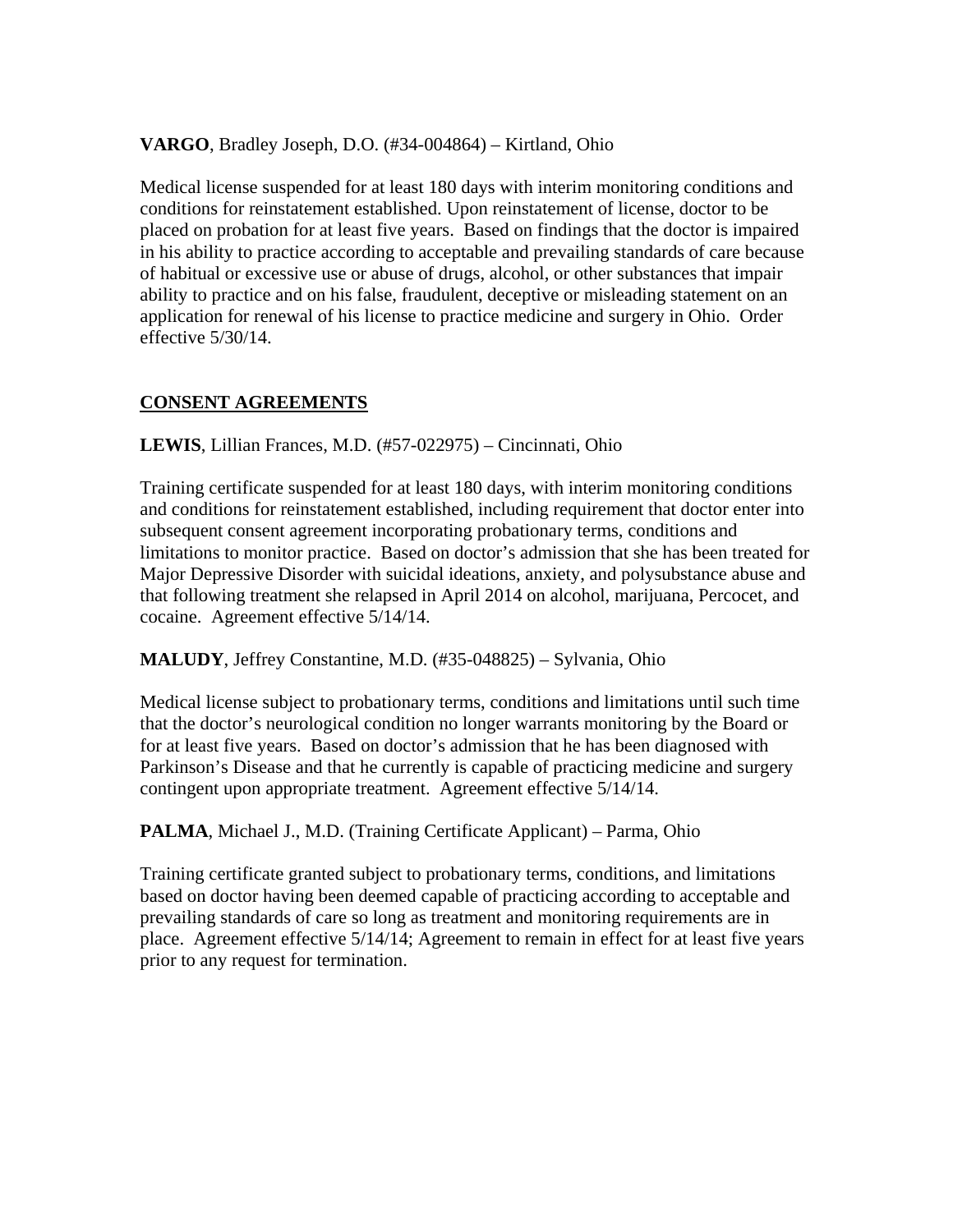**VARGO**, Bradley Joseph, D.O. (#34-004864) – Kirtland, Ohio

Medical license suspended for at least 180 days with interim monitoring conditions and conditions for reinstatement established. Upon reinstatement of license, doctor to be placed on probation for at least five years. Based on findings that the doctor is impaired in his ability to practice according to acceptable and prevailing standards of care because of habitual or excessive use or abuse of drugs, alcohol, or other substances that impair ability to practice and on his false, fraudulent, deceptive or misleading statement on an application for renewal of his license to practice medicine and surgery in Ohio. Order effective 5/30/14.

## CONSENT AGREEMENTS

**LEWIS**, Lillian Frances, M.D. (#57-022975) – Cincinnati, Ohio

Training certificate suspended for at least 180 days, with interim monitoring conditions and conditions for reinstatement established, including requirement that doctor enter into subsequent consent agreement incorporating probationary terms, conditions and limitations to monitor practice. Based on doctor's admission that she has been treated for Major Depressive Disorder with suicidal ideations, anxiety, and polysubstance abuse and that following treatment she relapsed in April 2014 on alcohol, marijuana, Percocet, and cocaine. Agreement effective 5/14/14.

**MALUDY**, Jeffrey Constantine, M.D. (#35-048825) – Sylvania, Ohio

Medical license subject to probationary terms, conditions and limitations until such time that the doctor's neurological condition no longer warrants monitoring by the Board or for at least five years. Based on doctor's admission that he has been diagnosed with Parkinson's Disease and that he currently is capable of practicing medicine and surgery contingent upon appropriate treatment. Agreement effective 5/14/14.

**PALMA**, Michael J., M.D. (Training Certificate Applicant) – Parma, Ohio

Training certificate granted subject to probationary terms, conditions, and limitations based on doctor having been deemed capable of practicing according to acceptable and prevailing standards of care so long as treatment and monitoring requirements are in place. Agreement effective 5/14/14; Agreement to remain in effect for at least five years prior to any request for termination.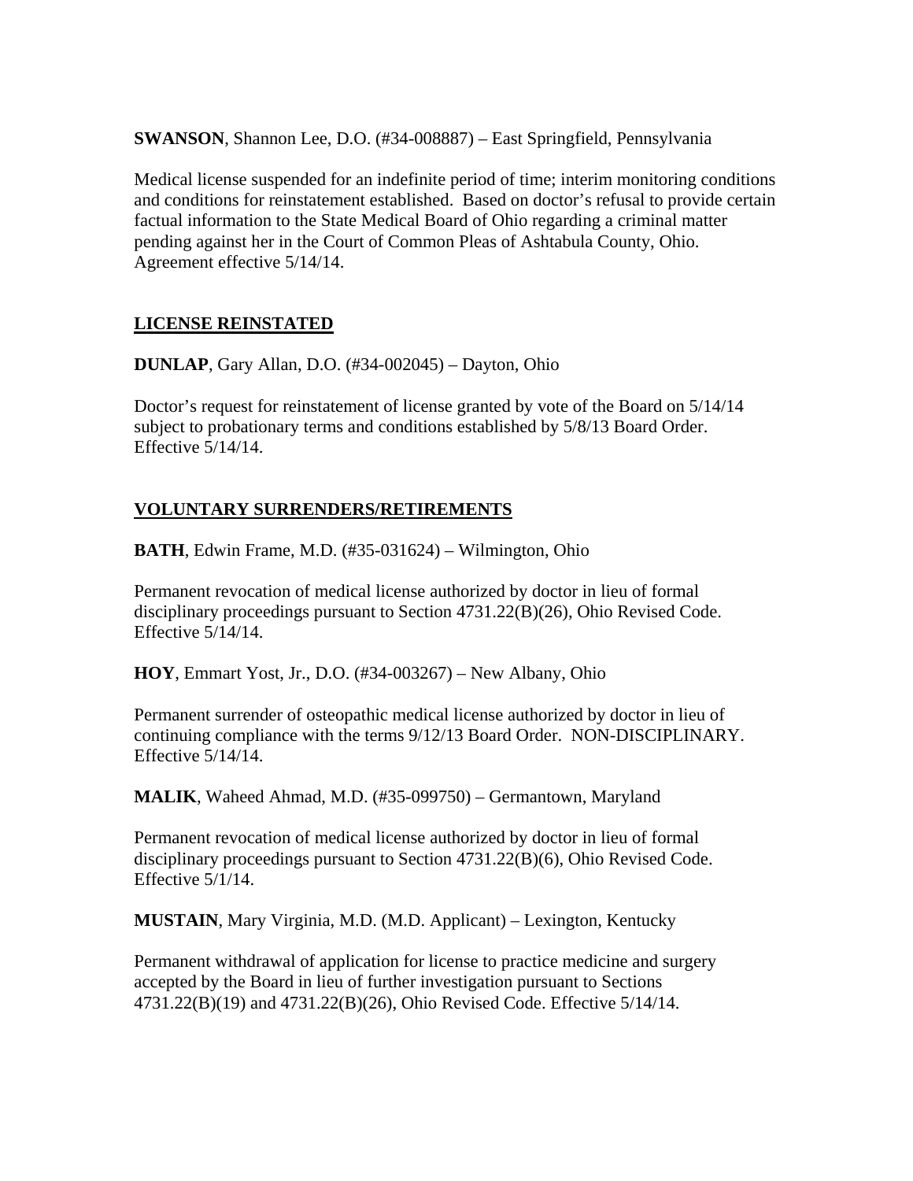**SWANSON**, Shannon Lee, D.O. (#34-008887) – East Springfield, Pennsylvania

Medical license suspended for an indefinite period of time; interim monitoring conditions and conditions for reinstatement established. Based on doctor's refusal to provide certain factual information to the State Medical Board of Ohio regarding a criminal matter pending against her in the Court of Common Pleas of Ashtabula County, Ohio. Agreement effective 5/14/14.

## LICENSE REINSTATED

**DUNLAP**, Gary Allan, D.O. (#34-002045) – Dayton, Ohio

Doctor's request for reinstatement of license granted by vote of the Board on 5/14/14 subject to probationary terms and conditions established by 5/8/13 Board Order. Effective 5/14/14.

## VOLUNTARY SURRENDERS/RETIREMENTS

**BATH**, Edwin Frame, M.D. (#35-031624) – Wilmington, Ohio

Permanent revocation of medical license authorized by doctor in lieu of formal disciplinary proceedings pursuant to Section 4731.22(B)(26), Ohio Revised Code. Effective 5/14/14.

**HOY**, Emmart Yost, Jr., D.O. (#34-003267) – New Albany, Ohio

Permanent surrender of osteopathic medical license authorized by doctor in lieu of continuing compliance with the terms 9/12/13 Board Order. NON-DISCIPLINARY. Effective 5/14/14.

**MALIK**, Waheed Ahmad, M.D. (#35-099750) – Germantown, Maryland

Permanent revocation of medical license authorized by doctor in lieu of formal disciplinary proceedings pursuant to Section 4731.22(B)(6), Ohio Revised Code. Effective 5/1/14.

**MUSTAIN**, Mary Virginia, M.D. (M.D. Applicant) – Lexington, Kentucky

Permanent withdrawal of application for license to practice medicine and surgery accepted by the Board in lieu of further investigation pursuant to Sections 4731.22(B)(19) and 4731.22(B)(26), Ohio Revised Code. Effective 5/14/14.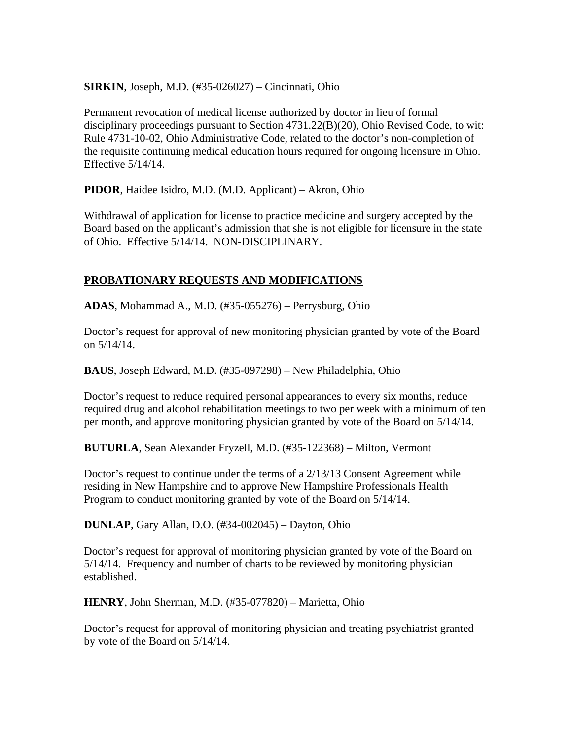**SIRKIN**, Joseph, M.D. (#35-026027) – Cincinnati, Ohio

Permanent revocation of medical license authorized by doctor in lieu of formal disciplinary proceedings pursuant to Section 4731.22(B)(20), Ohio Revised Code, to wit: Rule 4731-10-02, Ohio Administrative Code, related to the doctor's non-completion of the requisite continuing medical education hours required for ongoing licensure in Ohio. Effective 5/14/14.

**PIDOR**, Haidee Isidro, M.D. (M.D. Applicant) – Akron, Ohio

Withdrawal of application for license to practice medicine and surgery accepted by the Board based on the applicant's admission that she is not eligible for licensure in the state of Ohio. Effective 5/14/14. NON-DISCIPLINARY.

## PROBATIONARY REQUESTS AND MODIFICATIONS

**ADAS**, Mohammad A., M.D. (#35-055276) – Perrysburg, Ohio

Doctor's request for approval of new monitoring physician granted by vote of the Board on 5/14/14.

**BAUS**, Joseph Edward, M.D. (#35-097298) – New Philadelphia, Ohio

Doctor's request to reduce required personal appearances to every six months, reduce required drug and alcohol rehabilitation meetings to two per week with a minimum of ten per month, and approve monitoring physician granted by vote of the Board on 5/14/14.

**BUTURLA**, Sean Alexander Fryzell, M.D. (#35-122368) – Milton, Vermont

Doctor's request to continue under the terms of a 2/13/13 Consent Agreement while residing in New Hampshire and to approve New Hampshire Professionals Health Program to conduct monitoring granted by vote of the Board on 5/14/14.

**DUNLAP**, Gary Allan, D.O. (#34-002045) – Dayton, Ohio

Doctor's request for approval of monitoring physician granted by vote of the Board on 5/14/14. Frequency and number of charts to be reviewed by monitoring physician established.

**HENRY**, John Sherman, M.D. (#35-077820) – Marietta, Ohio

Doctor's request for approval of monitoring physician and treating psychiatrist granted by vote of the Board on 5/14/14.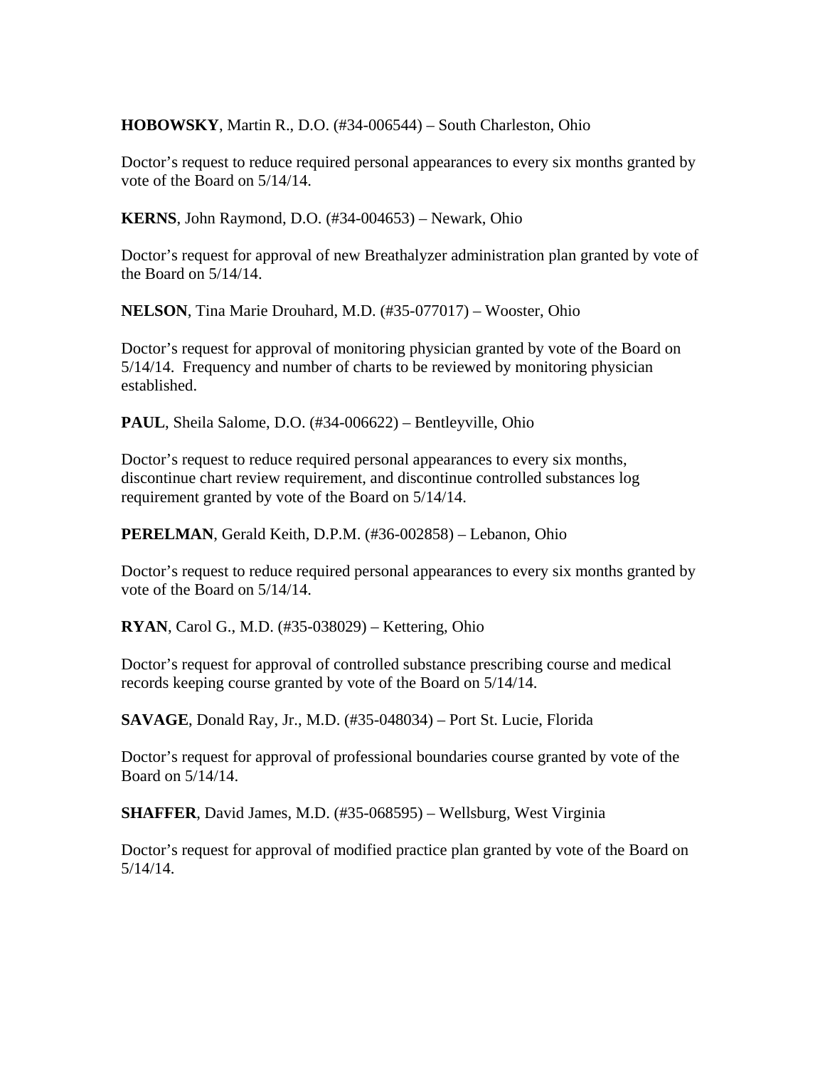**HOBOWSKY**, Martin R., D.O. (#34-006544) – South Charleston, Ohio

Doctor's request to reduce required personal appearances to every six months granted by vote of the Board on 5/14/14.

**KERNS**, John Raymond, D.O. (#34-004653) – Newark, Ohio

Doctor's request for approval of new Breathalyzer administration plan granted by vote of the Board on 5/14/14.

**NELSON**, Tina Marie Drouhard, M.D. (#35-077017) – Wooster, Ohio

Doctor's request for approval of monitoring physician granted by vote of the Board on 5/14/14. Frequency and number of charts to be reviewed by monitoring physician established.

**PAUL**, Sheila Salome, D.O. (#34-006622) – Bentleyville, Ohio

Doctor's request to reduce required personal appearances to every six months, discontinue chart review requirement, and discontinue controlled substances log requirement granted by vote of the Board on 5/14/14.

**PERELMAN**, Gerald Keith, D.P.M. (#36-002858) – Lebanon, Ohio

Doctor's request to reduce required personal appearances to every six months granted by vote of the Board on 5/14/14.

**RYAN**, Carol G., M.D. (#35-038029) – Kettering, Ohio

Doctor's request for approval of controlled substance prescribing course and medical records keeping course granted by vote of the Board on 5/14/14.

**SAVAGE**, Donald Ray, Jr., M.D. (#35-048034) – Port St. Lucie, Florida

Doctor's request for approval of professional boundaries course granted by vote of the Board on 5/14/14.

**SHAFFER**, David James, M.D. (#35-068595) – Wellsburg, West Virginia

Doctor's request for approval of modified practice plan granted by vote of the Board on 5/14/14.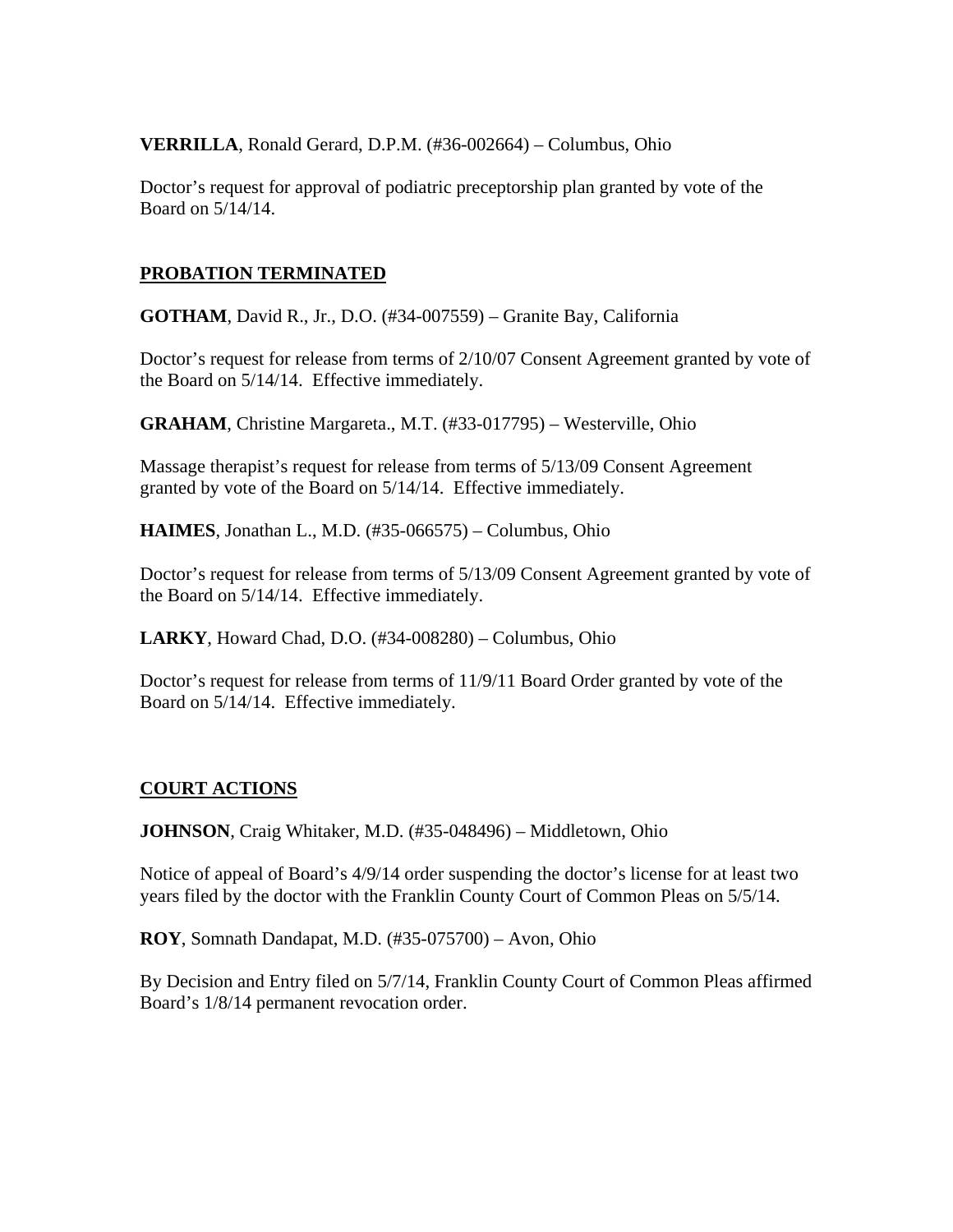**VERRILLA**, Ronald Gerard, D.P.M. (#36-002664) – Columbus, Ohio

Doctor's request for approval of podiatric preceptorship plan granted by vote of the Board on 5/14/14.

## PROBATION TERMINATED

**GOTHAM**, David R., Jr., D.O. (#34-007559) – Granite Bay, California

Doctor's request for release from terms of 2/10/07 Consent Agreement granted by vote of the Board on 5/14/14. Effective immediately.

**GRAHAM**, Christine Margareta., M.T. (#33-017795) – Westerville, Ohio

Massage therapist's request for release from terms of 5/13/09 Consent Agreement granted by vote of the Board on 5/14/14. Effective immediately.

**HAIMES**, Jonathan L., M.D. (#35-066575) – Columbus, Ohio

Doctor's request for release from terms of 5/13/09 Consent Agreement granted by vote of the Board on 5/14/14. Effective immediately.

**LARKY**, Howard Chad, D.O. (#34-008280) – Columbus, Ohio

Doctor's request for release from terms of 11/9/11 Board Order granted by vote of the Board on 5/14/14. Effective immediately.

## COURT ACTIONS

**JOHNSON**, Craig Whitaker, M.D. (#35-048496) – Middletown, Ohio

Notice of appeal of Board's 4/9/14 order suspending the doctor's license for at least two years filed by the doctor with the Franklin County Court of Common Pleas on 5/5/14.

**ROY**, Somnath Dandapat, M.D. (#35-075700) – Avon, Ohio

By Decision and Entry filed on 5/7/14, Franklin County Court of Common Pleas affirmed Board's 1/8/14 permanent revocation order.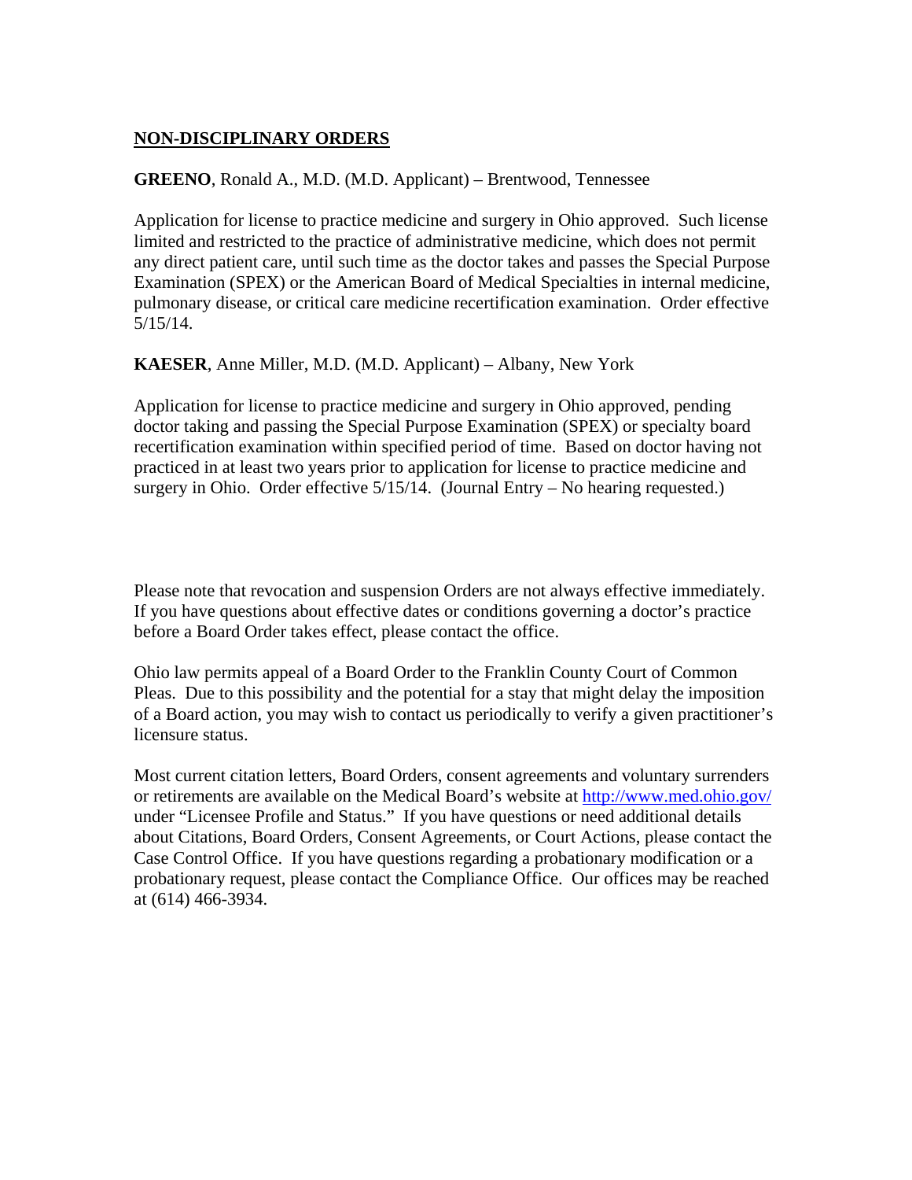## NON-DISCIPLINARY ORDERS

**GREENO**, Ronald A., M.D. (M.D. Applicant) – Brentwood, Tennessee

Application for license to practice medicine and surgery in Ohio approved. Such license limited and restricted to the practice of administrative medicine, which does not permit any direct patient care, until such time as the doctor takes and passes the Special Purpose Examination (SPEX) or the American Board of Medical Specialties in internal medicine, pulmonary disease, or critical care medicine recertification examination. Order effective 5/15/14.

**KAESER**, Anne Miller, M.D. (M.D. Applicant) – Albany, New York

Application for license to practice medicine and surgery in Ohio approved, pending doctor taking and passing the Special Purpose Examination (SPEX) or specialty board recertification examination within specified period of time. Based on doctor having not practiced in at least two years prior to application for license to practice medicine and surgery in Ohio. Order effective 5/15/14. (Journal Entry – No hearing requested.)

Please note that revocation and suspension Orders are not always effective immediately. If you have questions about effective dates or conditions governing a doctor's practice before a Board Order takes effect, please contact the office.

Ohio law permits appeal of a Board Order to the Franklin County Court of Common Pleas. Due to this possibility and the potential for a stay that might delay the imposition of a Board action, you may wish to contact us periodically to verify a given practitioner's licensure status.

Most current citation letters, Board Orders, consent agreements and voluntary surrenders or retirements are available on the Medical Board's website at http://www.med.ohio.gov/ under "Licensee Profile and Status." If you have questions or need additional details about Citations, Board Orders, Consent Agreements, or Court Actions, please contact the Case Control Office. If you have questions regarding a probationary modification or a probationary request, please contact the Compliance Office. Our offices may be reached at (614) 466-3934.